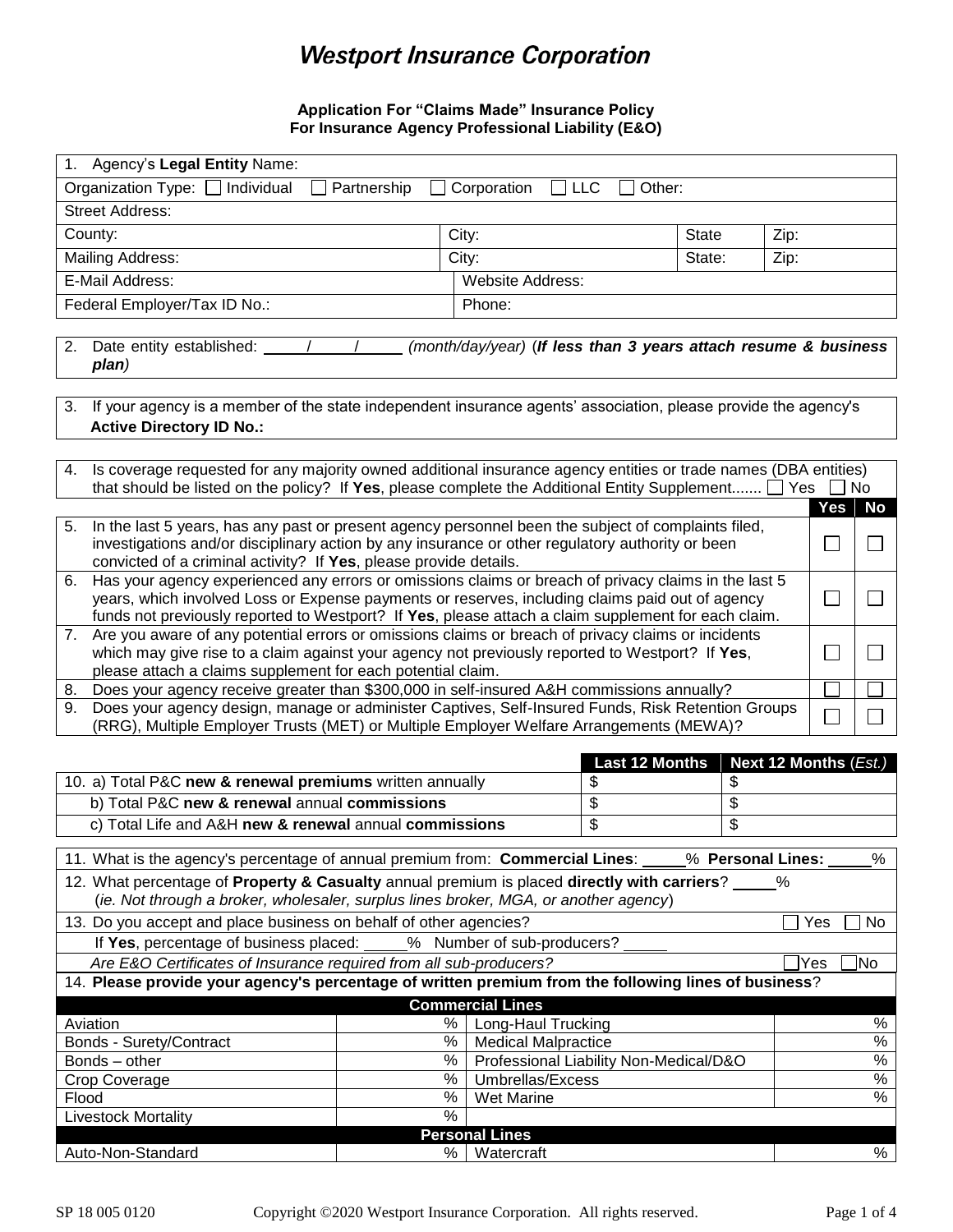# Westport Insurance Corporation

**Application For "Claims Made" Insurance Policy**
**For Insurance Agency Professional Liability (E&O)**

| | | | |
|---|---|---|---|
| 1. Agency's **Legal Entity** Name: | | | |
| Organization Type: ☐ Individual ☐ Partnership ☐ Corporation ☐ LLC ☐ Other: | | | |
| Street Address: | | | |
| County: | City: | State | Zip: |
| Mailing Address: | City: | State: | Zip: |
| E-Mail Address: | Website Address: | | |
| Federal Employer/Tax ID No.: | Phone: | | |

2. Date entity established: \_\_\_\_\_/\_\_\_\_\_/\_\_\_\_\_ *(month/day/year)* (***If less than 3 years attach resume & business plan***)

3. If your agency is a member of the state independent insurance agents' association, please provide the agency's **Active Directory ID No.:**

4. Is coverage requested for any majority owned additional insurance agency entities or trade names (DBA entities) that should be listed on the policy? If **Yes**, please complete the Additional Entity Supplement....... ☐ Yes ☐ No

| | Yes | No |
|---|---|---|
| 5. In the last 5 years, has any past or present agency personnel been the subject of complaints filed, investigations and/or disciplinary action by any insurance or other regulatory authority or been convicted of a criminal activity? If **Yes**, please provide details. | ☐ | ☐ |
| 6. Has your agency experienced any errors or omissions claims or breach of privacy claims in the last 5 years, which involved Loss or Expense payments or reserves, including claims paid out of agency funds not previously reported to Westport? If **Yes**, please attach a claim supplement for each claim. | ☐ | ☐ |
| 7. Are you aware of any potential errors or omissions claims or breach of privacy claims or incidents which may give rise to a claim against your agency not previously reported to Westport? If **Yes**, please attach a claims supplement for each potential claim. | ☐ | ☐ |
| 8. Does your agency receive greater than $300,000 in self-insured A&H commissions annually? | ☐ | ☐ |
| 9. Does your agency design, manage or administer Captives, Self-Insured Funds, Risk Retention Groups (RRG), Multiple Employer Trusts (MET) or Multiple Employer Welfare Arrangements (MEWA)? | ☐ | ☐ |

| | Last 12 Months | Next 12 Months (*Est.*) |
|---|---|---|
| 10. a) Total P&C **new & renewal premiums** written annually | $ | $ |
| b) Total P&C **new & renewal** annual **commissions** | $ | $ |
| c) Total Life and A&H **new & renewal** annual **commissions** | $ | $ |

11. What is the agency's percentage of annual premium from: **Commercial Lines**: \_\_\_\_\_% **Personal Lines:** \_\_\_\_\_%

12. What percentage of **Property & Casualty** annual premium is placed **directly with carriers**? \_\_\_\_\_%
(*ie. Not through a broker, wholesaler, surplus lines broker, MGA, or another agency*)

13. Do you accept and place business on behalf of other agencies? ☐ Yes ☐ No
If **Yes**, percentage of business placed: \_\_\_\_\_% Number of sub-producers? \_\_\_\_\_
*Are E&O Certificates of Insurance required from all sub-producers?* ☐ Yes ☐ No

14. **Please provide your agency's percentage of written premium from the following lines of business**?

| **Commercial Lines** | | | |
|---|---|---|---|
| Aviation | % | Long-Haul Trucking | % |
| Bonds - Surety/Contract | % | Medical Malpractice | % |
| Bonds – other | % | Professional Liability Non-Medical/D&O | % |
| Crop Coverage | % | Umbrellas/Excess | % |
| Flood | % | Wet Marine | % |
| Livestock Mortality | % | | |
| **Personal Lines** | | | |
| Auto-Non-Standard | % | Watercraft | % |

SP 18 005 0120 Copyright ©2020 Westport Insurance Corporation. All rights reserved.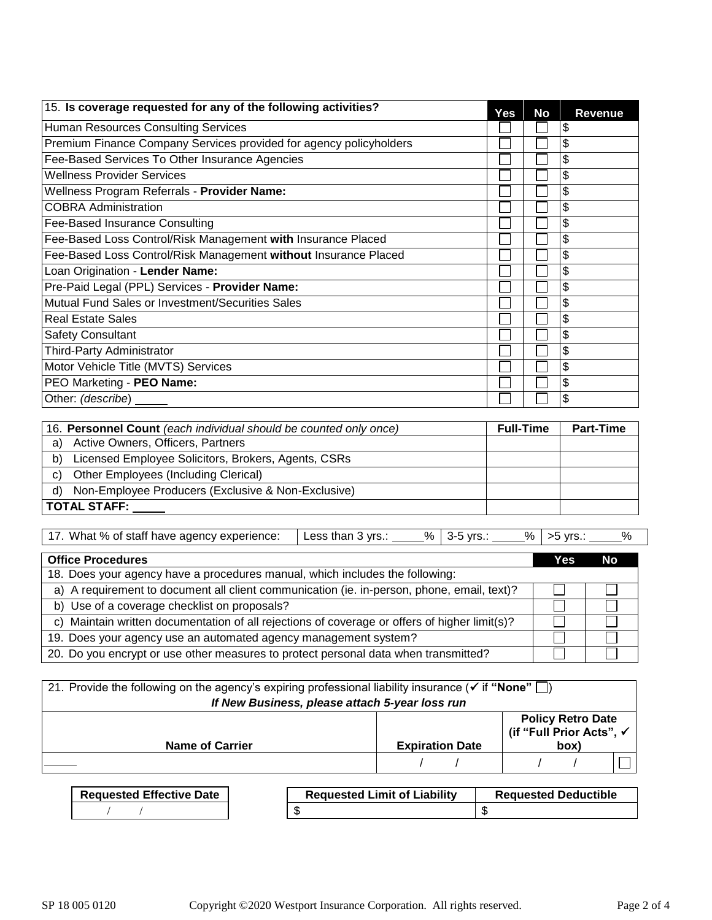| 15. **Is coverage requested for any of the following activities?** | Yes | No | Revenue |
|---|---|---|---|
| Human Resources Consulting Services | ☐ | ☐ | $ |
| Premium Finance Company Services provided for agency policyholders | ☐ | ☐ | $ |
| Fee-Based Services To Other Insurance Agencies | ☐ | ☐ | $ |
| Wellness Provider Services | ☐ | ☐ | $ |
| Wellness Program Referrals - **Provider Name:** | ☐ | ☐ | $ |
| COBRA Administration | ☐ | ☐ | $ |
| Fee-Based Insurance Consulting | ☐ | ☐ | $ |
| Fee-Based Loss Control/Risk Management **with** Insurance Placed | ☐ | ☐ | $ |
| Fee-Based Loss Control/Risk Management **without** Insurance Placed | ☐ | ☐ | $ |
| Loan Origination - **Lender Name:** | ☐ | ☐ | $ |
| Pre-Paid Legal (PPL) Services - **Provider Name:** | ☐ | ☐ | $ |
| Mutual Fund Sales or Investment/Securities Sales | ☐ | ☐ | $ |
| Real Estate Sales | ☐ | ☐ | $ |
| Safety Consultant | ☐ | ☐ | $ |
| Third-Party Administrator | ☐ | ☐ | $ |
| Motor Vehicle Title (MVTS) Services | ☐ | ☐ | $ |
| PEO Marketing - **PEO Name:** | ☐ | ☐ | $ |
| Other: *(describe)* _____ | ☐ | ☐ | $ |

| 16. **Personnel Count** *(each individual should be counted only once)* | Full-Time | Part-Time |
|---|---|---|
| a) Active Owners, Officers, Partners | | |
| b) Licensed Employee Solicitors, Brokers, Agents, CSRs | | |
| c) Other Employees (Including Clerical) | | |
| d) Non-Employee Producers (Exclusive & Non-Exclusive) | | |
| **TOTAL STAFF:** _____ | | |

| 17. What % of staff have agency experience: | Less than 3 yrs.: _____% | 3-5 yrs.: _____% | >5 yrs.: _____% |
|---|---|---|---|

| **Office Procedures** | Yes | No |
|---|---|---|
| 18. Does your agency have a procedures manual, which includes the following: | | |
| a) A requirement to document all client communication (ie. in-person, phone, email, text)? | ☐ | ☐ |
| b) Use of a coverage checklist on proposals? | ☐ | ☐ |
| c) Maintain written documentation of all rejections of coverage or offers of higher limit(s)? | ☐ | ☐ |
| 19. Does your agency use an automated agency management system? | ☐ | ☐ |
| 20. Do you encrypt or use other measures to protect personal data when transmitted? | ☐ | ☐ |

21. Provide the following on the agency's expiring professional liability insurance (✓ if **"None"** ☐)

***If New Business, please attach 5-year loss run***

| Name of Carrier | Expiration Date | Policy Retro Date (if "Full Prior Acts", ✓ box) | |
|---|---|---|---|
| _____ | / / | / / | ☐ |

| Requested Effective Date |
|---|
| / / |

| Requested Limit of Liability | Requested Deductible |
|---|---|
| $ | $ |

SP 18 005 0120 Copyright ©2020 Westport Insurance Corporation. All rights reserved.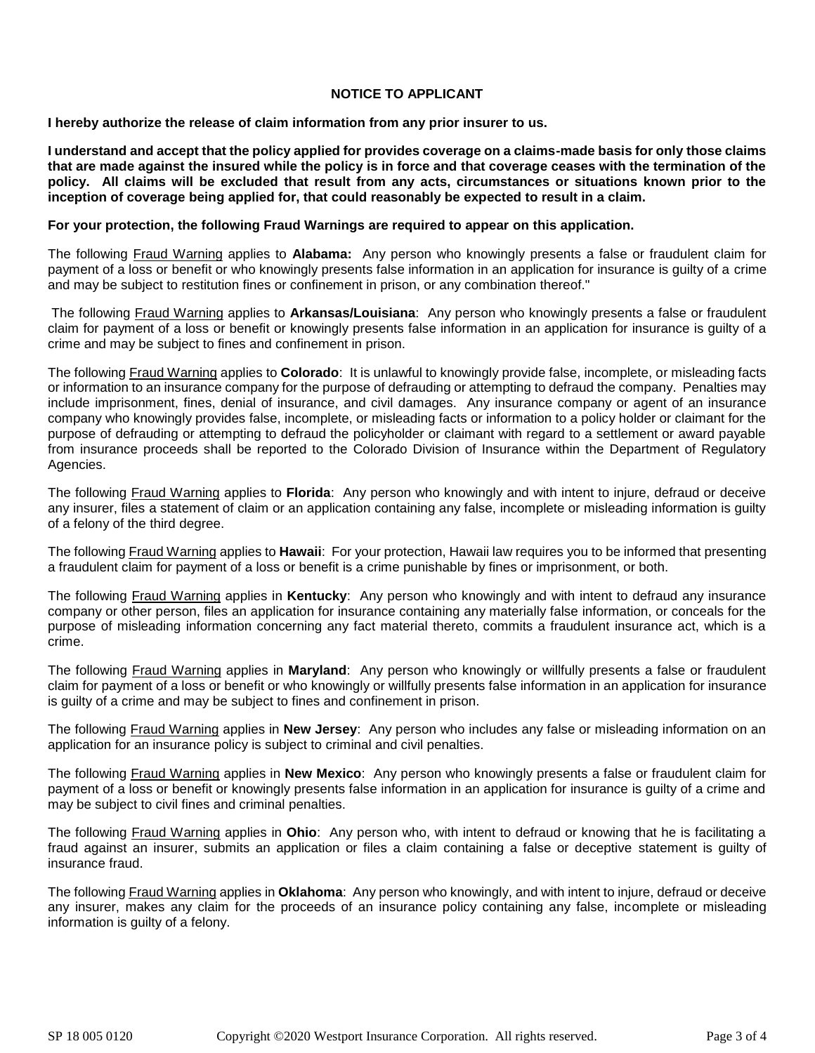## NOTICE TO APPLICANT

**I hereby authorize the release of claim information from any prior insurer to us.**

**I understand and accept that the policy applied for provides coverage on a claims-made basis for only those claims that are made against the insured while the policy is in force and that coverage ceases with the termination of the policy. All claims will be excluded that result from any acts, circumstances or situations known prior to the inception of coverage being applied for, that could reasonably be expected to result in a claim.**

**For your protection, the following Fraud Warnings are required to appear on this application.**

The following Fraud Warning applies to **Alabama:** Any person who knowingly presents a false or fraudulent claim for payment of a loss or benefit or who knowingly presents false information in an application for insurance is guilty of a crime and may be subject to restitution fines or confinement in prison, or any combination thereof."

The following Fraud Warning applies to **Arkansas/Louisiana**: Any person who knowingly presents a false or fraudulent claim for payment of a loss or benefit or knowingly presents false information in an application for insurance is guilty of a crime and may be subject to fines and confinement in prison.

The following Fraud Warning applies to **Colorado**: It is unlawful to knowingly provide false, incomplete, or misleading facts or information to an insurance company for the purpose of defrauding or attempting to defraud the company. Penalties may include imprisonment, fines, denial of insurance, and civil damages. Any insurance company or agent of an insurance company who knowingly provides false, incomplete, or misleading facts or information to a policy holder or claimant for the purpose of defrauding or attempting to defraud the policyholder or claimant with regard to a settlement or award payable from insurance proceeds shall be reported to the Colorado Division of Insurance within the Department of Regulatory Agencies.

The following Fraud Warning applies to **Florida**: Any person who knowingly and with intent to injure, defraud or deceive any insurer, files a statement of claim or an application containing any false, incomplete or misleading information is guilty of a felony of the third degree.

The following Fraud Warning applies to **Hawaii**: For your protection, Hawaii law requires you to be informed that presenting a fraudulent claim for payment of a loss or benefit is a crime punishable by fines or imprisonment, or both.

The following Fraud Warning applies in **Kentucky**: Any person who knowingly and with intent to defraud any insurance company or other person, files an application for insurance containing any materially false information, or conceals for the purpose of misleading information concerning any fact material thereto, commits a fraudulent insurance act, which is a crime.

The following Fraud Warning applies in **Maryland**: Any person who knowingly or willfully presents a false or fraudulent claim for payment of a loss or benefit or who knowingly or willfully presents false information in an application for insurance is guilty of a crime and may be subject to fines and confinement in prison.

The following Fraud Warning applies in **New Jersey**: Any person who includes any false or misleading information on an application for an insurance policy is subject to criminal and civil penalties.

The following Fraud Warning applies in **New Mexico**: Any person who knowingly presents a false or fraudulent claim for payment of a loss or benefit or knowingly presents false information in an application for insurance is guilty of a crime and may be subject to civil fines and criminal penalties.

The following Fraud Warning applies in **Ohio**: Any person who, with intent to defraud or knowing that he is facilitating a fraud against an insurer, submits an application or files a claim containing a false or deceptive statement is guilty of insurance fraud.

The following Fraud Warning applies in **Oklahoma**: Any person who knowingly, and with intent to injure, defraud or deceive any insurer, makes any claim for the proceeds of an insurance policy containing any false, incomplete or misleading information is guilty of a felony.

SP 18 005 0120 Copyright ©2020 Westport Insurance Corporation. All rights reserved.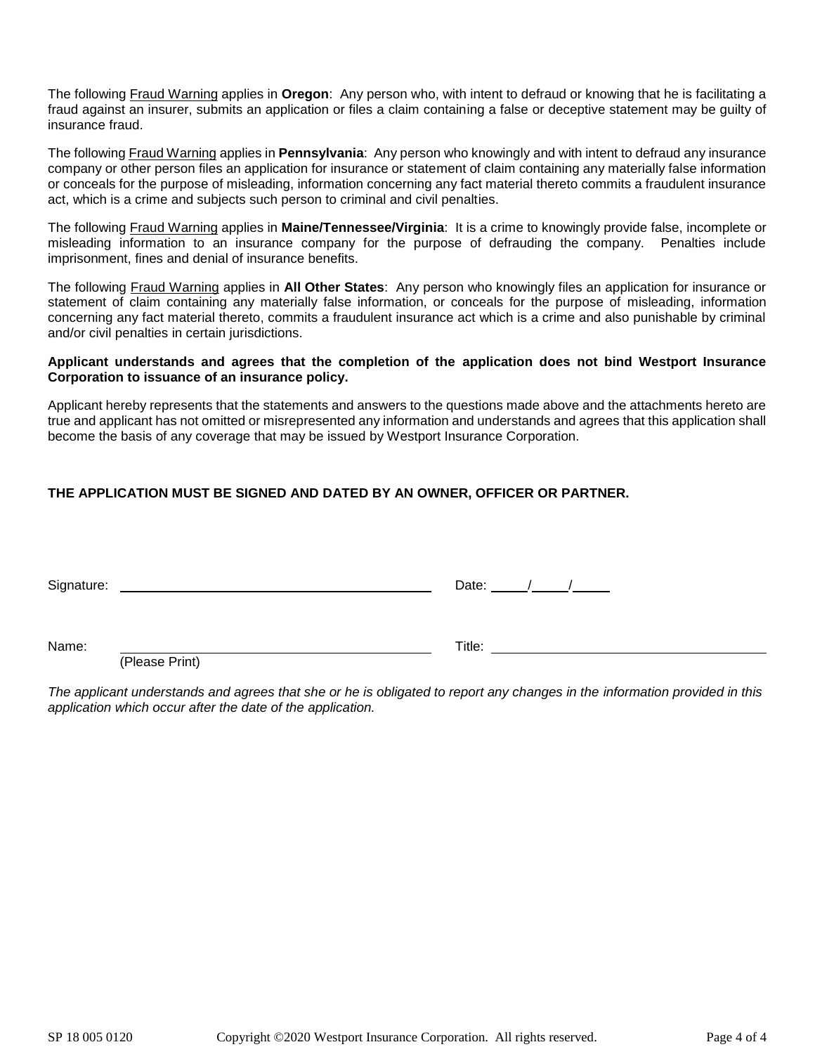The following Fraud Warning applies in **Oregon**: Any person who, with intent to defraud or knowing that he is facilitating a fraud against an insurer, submits an application or files a claim containing a false or deceptive statement may be guilty of insurance fraud.

The following Fraud Warning applies in **Pennsylvania**: Any person who knowingly and with intent to defraud any insurance company or other person files an application for insurance or statement of claim containing any materially false information or conceals for the purpose of misleading, information concerning any fact material thereto commits a fraudulent insurance act, which is a crime and subjects such person to criminal and civil penalties.

The following Fraud Warning applies in **Maine/Tennessee/Virginia**: It is a crime to knowingly provide false, incomplete or misleading information to an insurance company for the purpose of defrauding the company. Penalties include imprisonment, fines and denial of insurance benefits.

The following Fraud Warning applies in **All Other States**: Any person who knowingly files an application for insurance or statement of claim containing any materially false information, or conceals for the purpose of misleading, information concerning any fact material thereto, commits a fraudulent insurance act which is a crime and also punishable by criminal and/or civil penalties in certain jurisdictions.

**Applicant understands and agrees that the completion of the application does not bind Westport Insurance Corporation to issuance of an insurance policy.**

Applicant hereby represents that the statements and answers to the questions made above and the attachments hereto are true and applicant has not omitted or misrepresented any information and understands and agrees that this application shall become the basis of any coverage that may be issued by Westport Insurance Corporation.

**THE APPLICATION MUST BE SIGNED AND DATED BY AN OWNER, OFFICER OR PARTNER.**

Signature: ______________________________ Date: ____/____/____

Name: ______________________________ Title: ______________________________
(Please Print)

*The applicant understands and agrees that she or he is obligated to report any changes in the information provided in this application which occur after the date of the application.*

SP 18 005 0120 Copyright ©2020 Westport Insurance Corporation. All rights reserved.